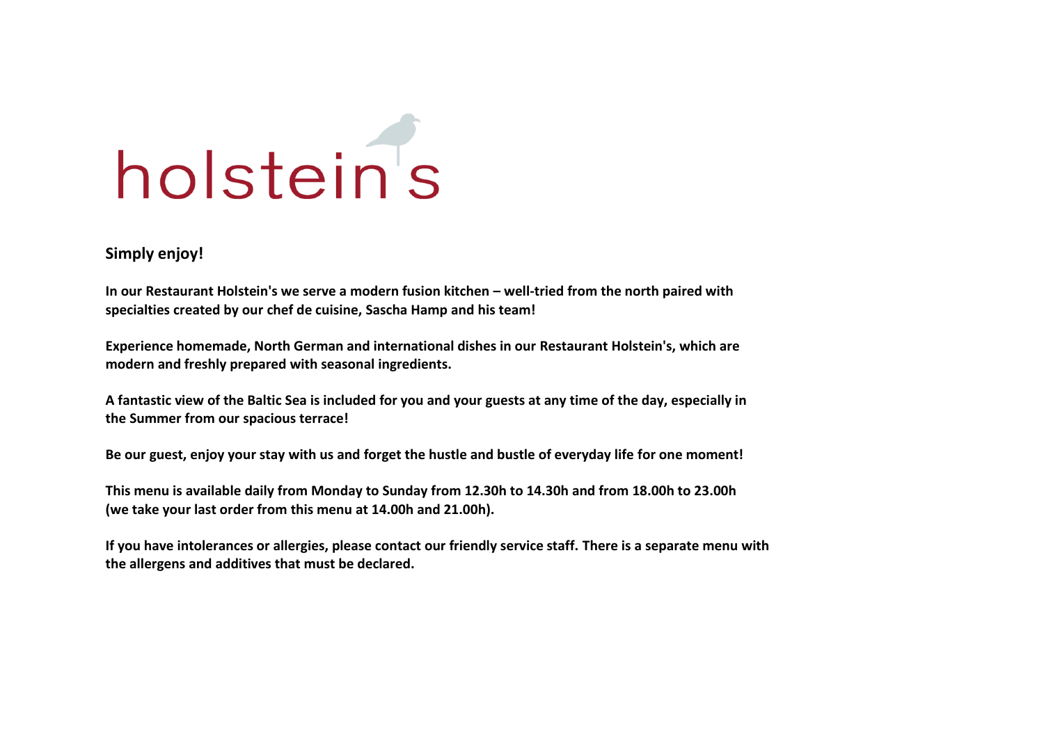# holstein's

**Simply enjoy!**

**In our Restaurant Holstein's we serve a modern fusion kitchen – well-tried from the north paired with specialties created by our chef de cuisine, Sascha Hamp and his team!**

**Experience homemade, North German and international dishes in our Restaurant Holstein's, which are modern and freshly prepared with seasonal ingredients.**

**A fantastic view of the Baltic Sea is included for you and your guests at any time of the day, especially in the Summer from our spacious terrace!**

**Be our guest, enjoy your stay with us and forget the hustle and bustle of everyday life for one moment!**

**This menu is available daily from Monday to Sunday from 12.30h to 14.30h and from 18.00h to 23.00h (we take your last order from this menu at 14.00h and 21.00h).**

**If you have intolerances or allergies, please contact our friendly service staff. There is a separate menu with the allergens and additives that must be declared.**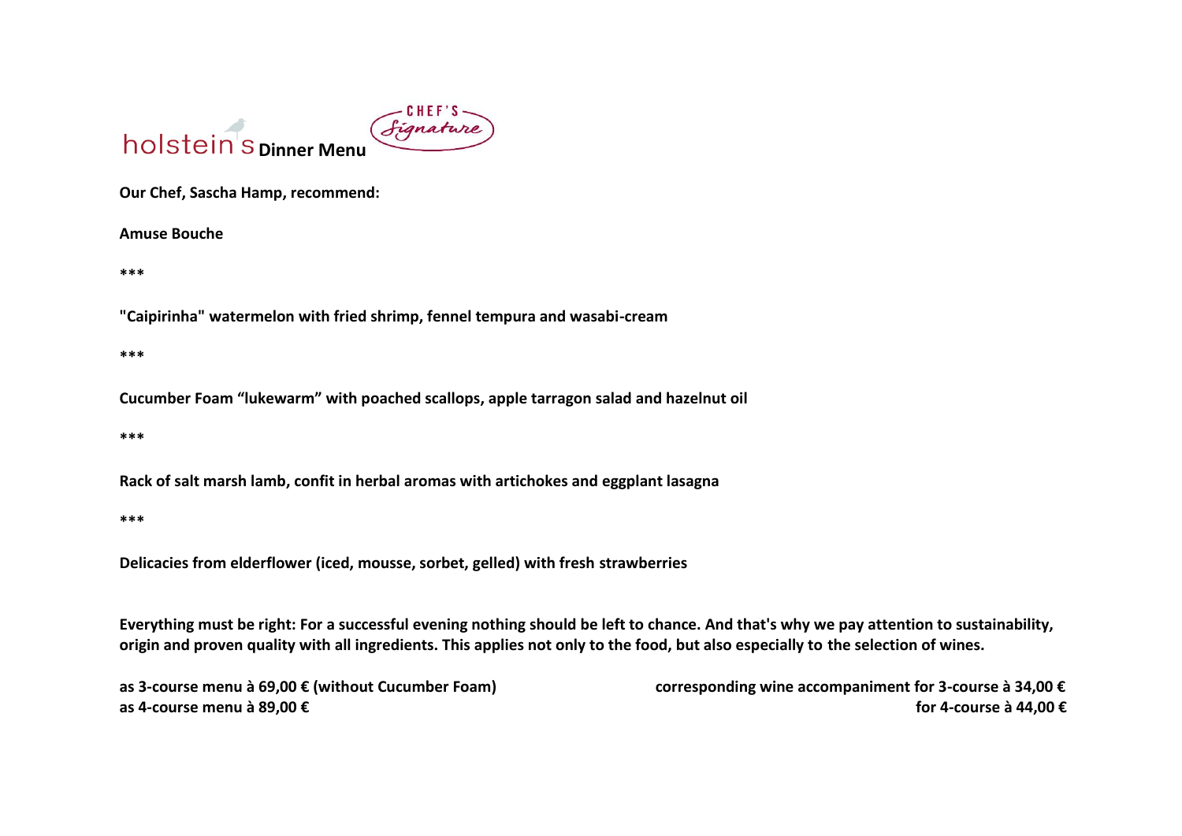# holstein's Dinner Menu

CHEF'S *Signature*

**Our Chef, Sascha Hamp, recommend:**

**Amuse Bouche**

***

**"Caipirinha" watermelon with fried shrimp, fennel tempura and wasabi-cream**

***

**Cucumber Foam "lukewarm" with poached scallops, apple tarragon salad and hazelnut oil**

***

**Rack of salt marsh lamb, confit in herbal aromas with artichokes and eggplant lasagna**

***

**Delicacies from elderflower (iced, mousse, sorbet, gelled) with fresh strawberries**

**Everything must be right: For a successful evening nothing should be left to chance. And that's why we pay attention to sustainability, origin and proven quality with all ingredients. This applies not only to the food, but also especially to the selection of wines.**

**as 3-course menu à 69,00 € (without Cucumber Foam)**
**as 4-course menu à 89,00 €**

**corresponding wine accompaniment for 3-course à 34,00 €**
**for 4-course à 44,00 €**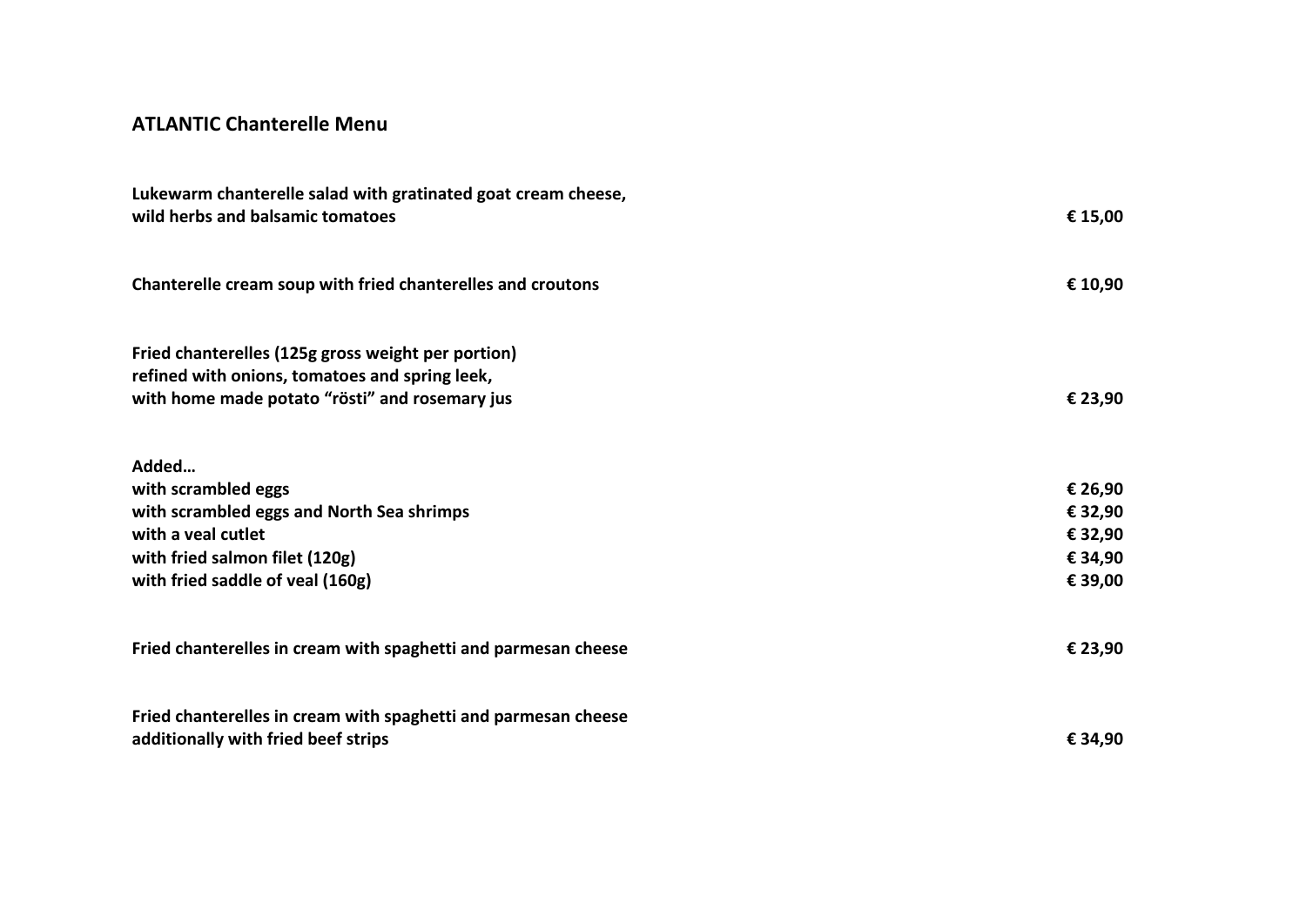## ATLANTIC Chanterelle Menu

| | |
|---|---|
| **Lukewarm chanterelle salad with gratinated goat cream cheese, wild herbs and balsamic tomatoes** | **€ 15,00** |
| **Chanterelle cream soup with fried chanterelles and croutons** | **€ 10,90** |
| **Fried chanterelles (125g gross weight per portion) refined with onions, tomatoes and spring leek, with home made potato “rösti” and rosemary jus** | **€ 23,90** |
| **Added…** | |
| **with scrambled eggs** | **€ 26,90** |
| **with scrambled eggs and North Sea shrimps** | **€ 32,90** |
| **with a veal cutlet** | **€ 32,90** |
| **with fried salmon filet (120g)** | **€ 34,90** |
| **with fried saddle of veal (160g)** | **€ 39,00** |
| **Fried chanterelles in cream with spaghetti and parmesan cheese** | **€ 23,90** |
| **Fried chanterelles in cream with spaghetti and parmesan cheese additionally with fried beef strips** | **€ 34,90** |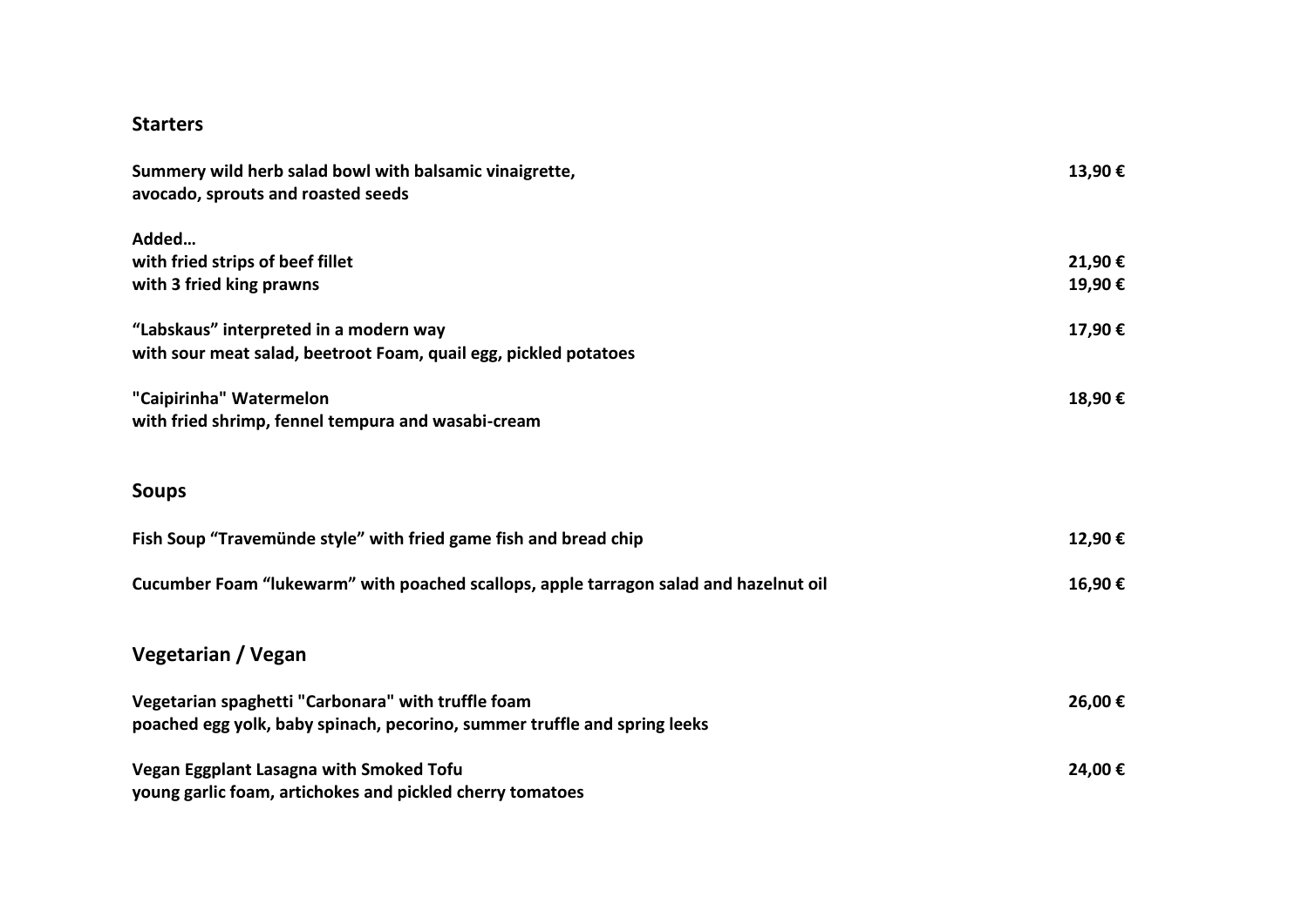## Starters

**Summery wild herb salad bowl with balsamic vinaigrette,** **13,90 €**
**avocado, sprouts and roasted seeds**

**Added…**
**with fried strips of beef fillet** **21,90 €**
**with 3 fried king prawns** **19,90 €**

**“Labskaus” interpreted in a modern way** **17,90 €**
**with sour meat salad, beetroot Foam, quail egg, pickled potatoes**

**"Caipirinha" Watermelon** **18,90 €**
**with fried shrimp, fennel tempura and wasabi-cream**

## Soups

**Fish Soup “Travemünde style” with fried game fish and bread chip** **12,90 €**

**Cucumber Foam “lukewarm” with poached scallops, apple tarragon salad and hazelnut oil** **16,90 €**

## Vegetarian / Vegan

**Vegetarian spaghetti "Carbonara" with truffle foam** **26,00 €**
**poached egg yolk, baby spinach, pecorino, summer truffle and spring leeks**

**Vegan Eggplant Lasagna with Smoked Tofu** **24,00 €**
**young garlic foam, artichokes and pickled cherry tomatoes**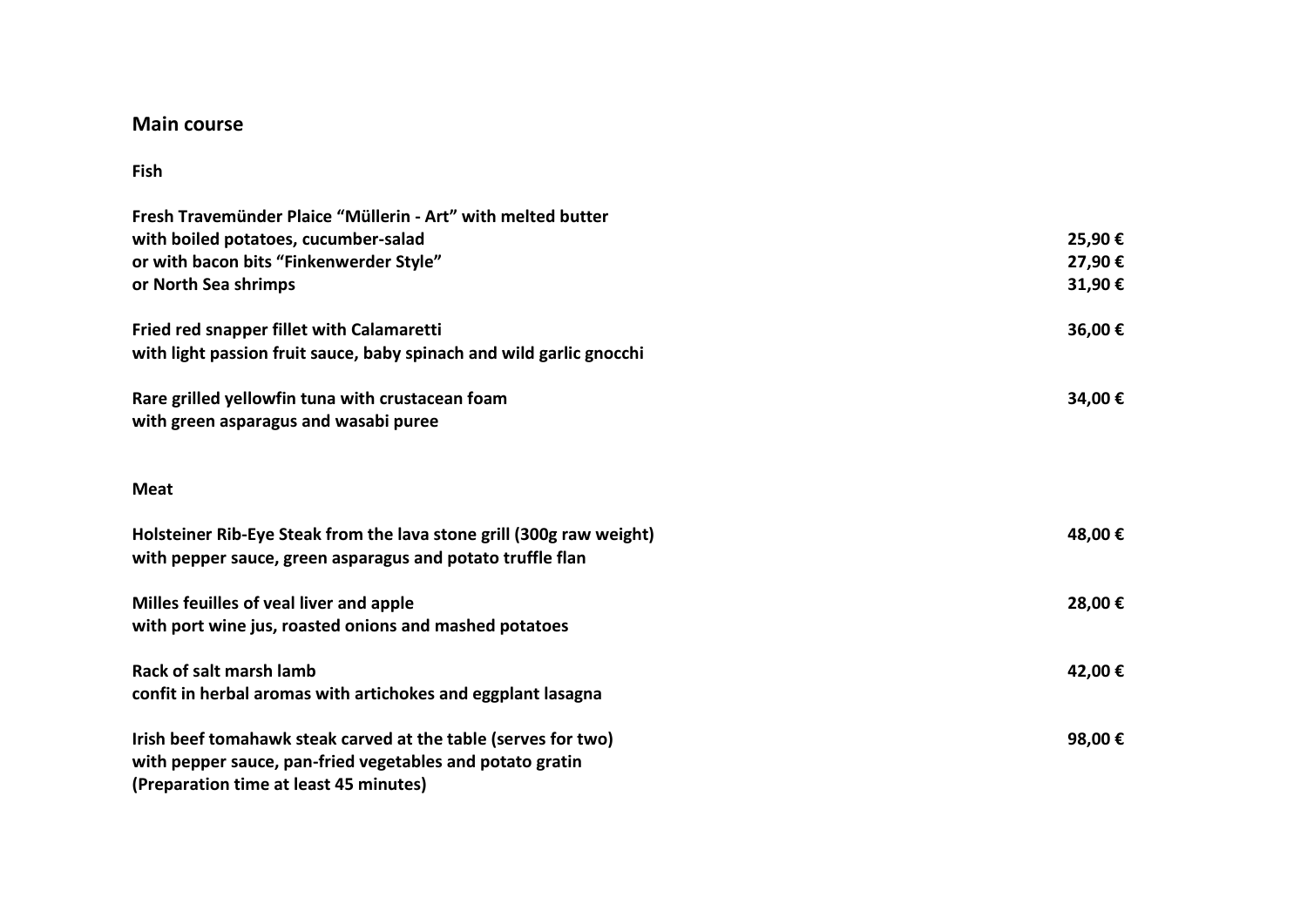## Main course

### Fish

**Fresh Travemünder Plaice "Müllerin - Art" with melted butter**
**with boiled potatoes, cucumber-salad** — **25,90 €**
**or with bacon bits "Finkenwerder Style"** — **27,90 €**
**or North Sea shrimps** — **31,90 €**

**Fried red snapper fillet with Calamaretti** — **36,00 €**
**with light passion fruit sauce, baby spinach and wild garlic gnocchi**

**Rare grilled yellowfin tuna with crustacean foam** — **34,00 €**
**with green asparagus and wasabi puree**

### Meat

**Holsteiner Rib-Eye Steak from the lava stone grill (300g raw weight)** — **48,00 €**
**with pepper sauce, green asparagus and potato truffle flan**

**Milles feuilles of veal liver and apple** — **28,00 €**
**with port wine jus, roasted onions and mashed potatoes**

**Rack of salt marsh lamb** — **42,00 €**
**confit in herbal aromas with artichokes and eggplant lasagna**

**Irish beef tomahawk steak carved at the table (serves for two)** — **98,00 €**
**with pepper sauce, pan-fried vegetables and potato gratin**
**(Preparation time at least 45 minutes)**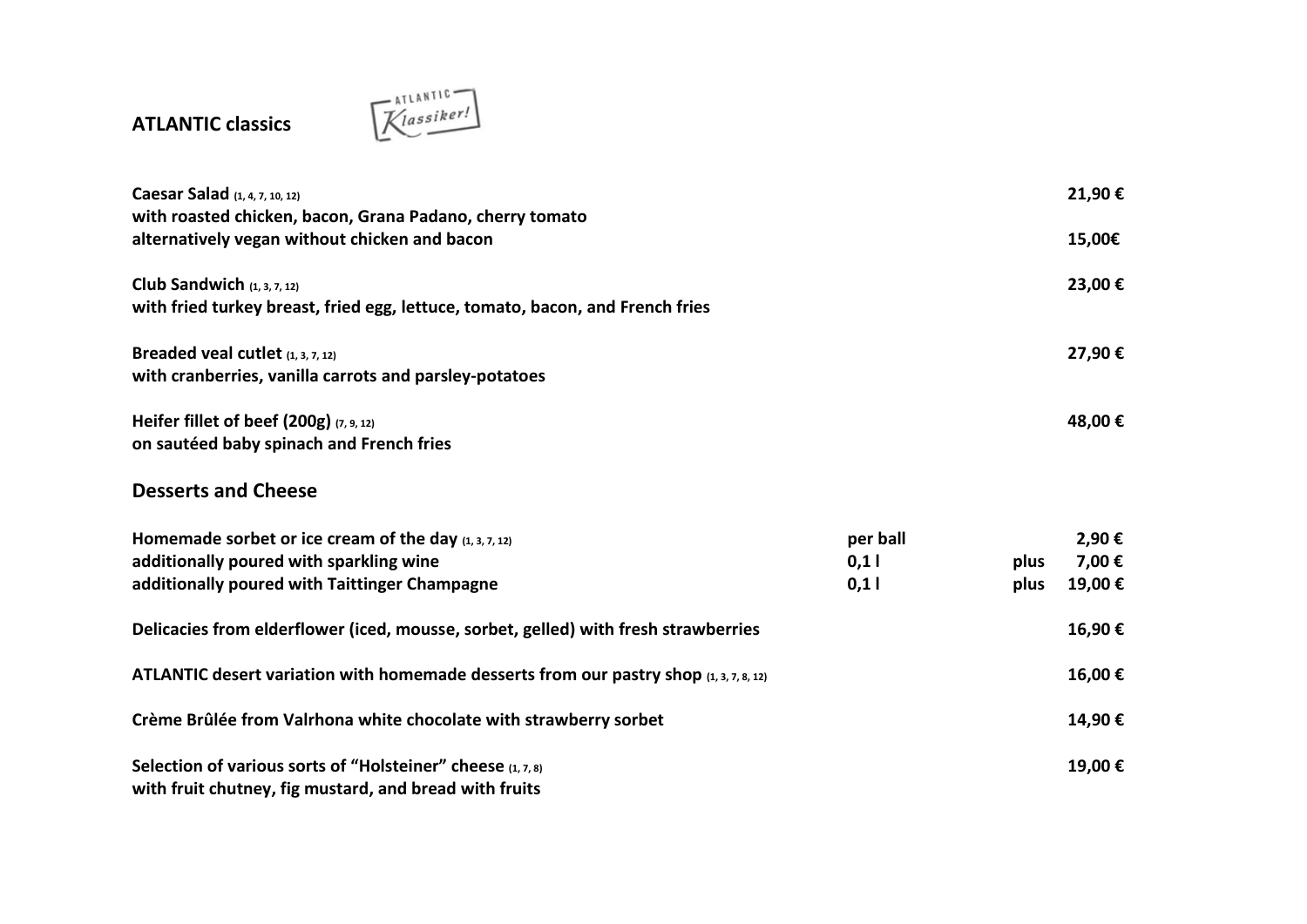## ATLANTIC classics

ATLANTIC Klassiker!

**Caesar Salad** (1, 4, 7, 10, 12) **21,90 €**
**with roasted chicken, bacon, Grana Padano, cherry tomato**
**alternatively vegan without chicken and bacon** **15,00€**

**Club Sandwich** (1, 3, 7, 12) **23,00 €**
**with fried turkey breast, fried egg, lettuce, tomato, bacon, and French fries**

**Breaded veal cutlet** (1, 3, 7, 12) **27,90 €**
**with cranberries, vanilla carrots and parsley-potatoes**

**Heifer fillet of beef (200g)** (7, 9, 12) **48,00 €**
**on sautéed baby spinach and French fries**

## Desserts and Cheese

| | | | |
|---|---|---|---|
| **Homemade sorbet or ice cream of the day** (1, 3, 7, 12) | **per ball** | | **2,90 €** |
| **additionally poured with sparkling wine** | **0,1 l** | **plus** | **7,00 €** |
| **additionally poured with Taittinger Champagne** | **0,1 l** | **plus** | **19,00 €** |

**Delicacies from elderflower (iced, mousse, sorbet, gelled) with fresh strawberries** **16,90 €**

**ATLANTIC desert variation with homemade desserts from our pastry shop** (1, 3, 7, 8, 12) **16,00 €**

**Crème Brûlée from Valrhona white chocolate with strawberry sorbet** **14,90 €**

**Selection of various sorts of "Holsteiner" cheese** (1, 7, 8) **19,00 €**
**with fruit chutney, fig mustard, and bread with fruits**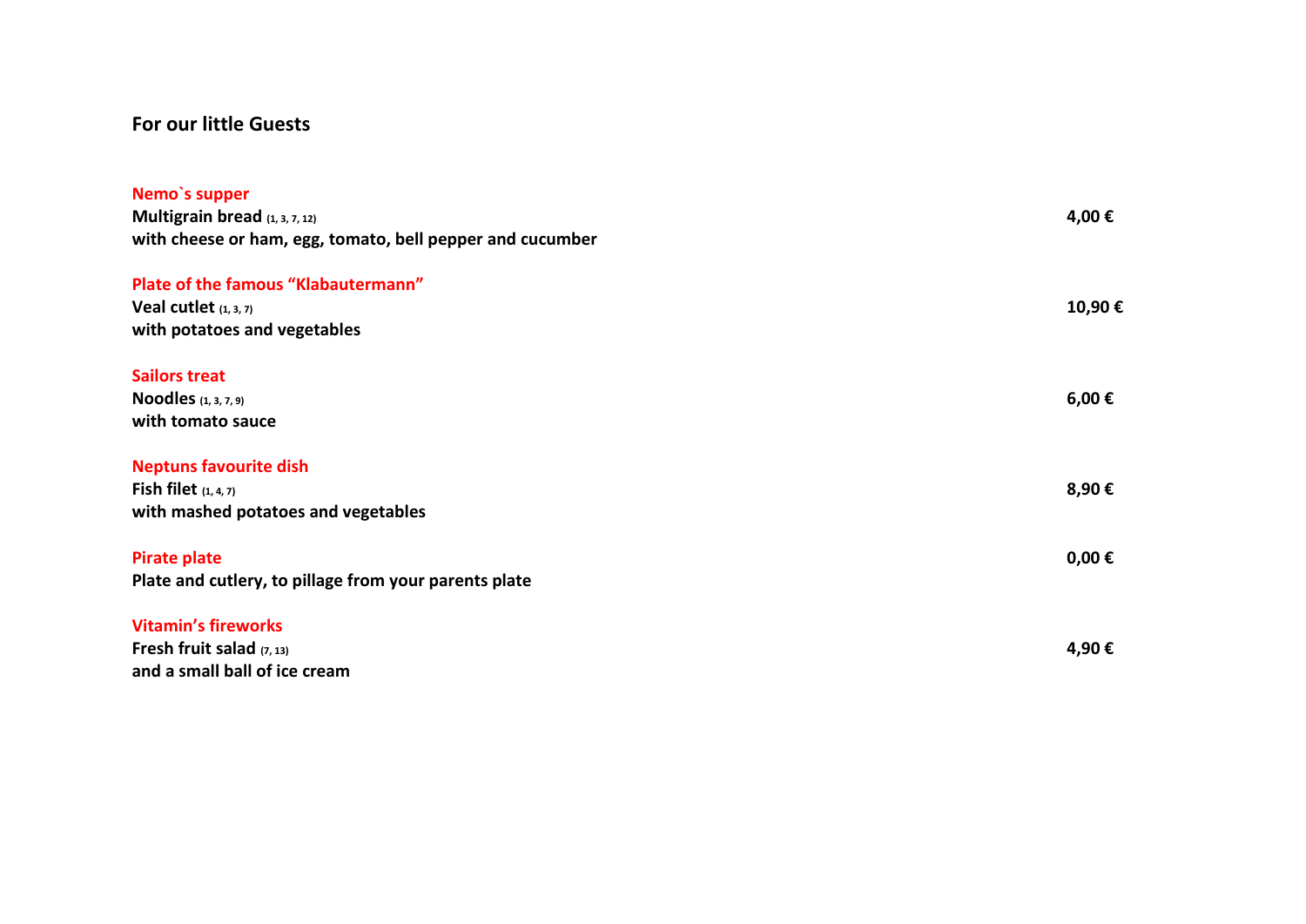## For our little Guests

**Nemo`s supper**
**Multigrain bread** (1, 3, 7, 12) **4,00 €**
**with cheese or ham, egg, tomato, bell pepper and cucumber**

**Plate of the famous “Klabautermann”**
**Veal cutlet** (1, 3, 7) **10,90 €**
**with potatoes and vegetables**

**Sailors treat**
**Noodles** (1, 3, 7, 9) **6,00 €**
**with tomato sauce**

**Neptuns favourite dish**
**Fish filet** (1, 4, 7) **8,90 €**
**with mashed potatoes and vegetables**

**Pirate plate** **0,00 €**
**Plate and cutlery, to pillage from your parents plate**

**Vitamin’s fireworks**
**Fresh fruit salad** (7, 13) **4,90 €**
**and a small ball of ice cream**